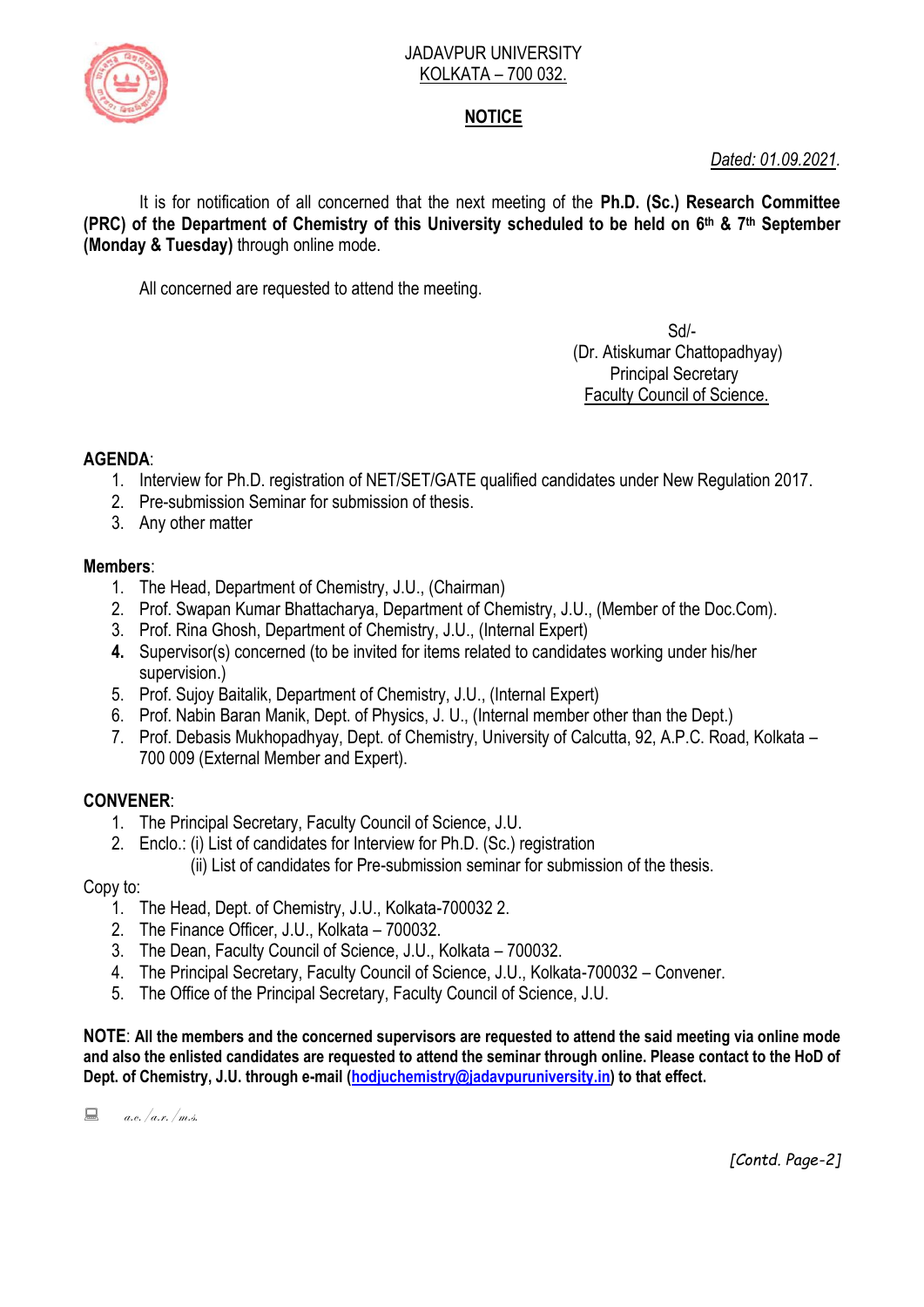JADAVPUR UNIVERSITY
KOLKATA – 700 032.

## NOTICE

*Dated: 01.09.2021.*

It is for notification of all concerned that the next meeting of the **Ph.D. (Sc.) Research Committee (PRC) of the Department of Chemistry of this University scheduled to be held on 6th & 7th September (Monday & Tuesday)** through online mode.

All concerned are requested to attend the meeting.

Sd/-
(Dr. Atiskumar Chattopadhyay)
Principal Secretary
Faculty Council of Science.

**AGENDA**:

1. Interview for Ph.D. registration of NET/SET/GATE qualified candidates under New Regulation 2017.
2. Pre-submission Seminar for submission of thesis.
3. Any other matter

**Members**:

1. The Head, Department of Chemistry, J.U., (Chairman)
2. Prof. Swapan Kumar Bhattacharya, Department of Chemistry, J.U., (Member of the Doc.Com).
3. Prof. Rina Ghosh, Department of Chemistry, J.U., (Internal Expert)
4. Supervisor(s) concerned (to be invited for items related to candidates working under his/her supervision.)
5. Prof. Sujoy Baitalik, Department of Chemistry, J.U., (Internal Expert)
6. Prof. Nabin Baran Manik, Dept. of Physics, J. U., (Internal member other than the Dept.)
7. Prof. Debasis Mukhopadhyay, Dept. of Chemistry, University of Calcutta, 92, A.P.C. Road, Kolkata – 700 009 (External Member and Expert).

**CONVENER**:

1. The Principal Secretary, Faculty Council of Science, J.U.
2. Enclo.: (i) List of candidates for Interview for Ph.D. (Sc.) registration
   (ii) List of candidates for Pre-submission seminar for submission of the thesis.

Copy to:

1. The Head, Dept. of Chemistry, J.U., Kolkata-700032 2.
2. The Finance Officer, J.U., Kolkata – 700032.
3. The Dean, Faculty Council of Science, J.U., Kolkata – 700032.
4. The Principal Secretary, Faculty Council of Science, J.U., Kolkata-700032 – Convener.
5. The Office of the Principal Secretary, Faculty Council of Science, J.U.

**NOTE**: **All the members and the concerned supervisors are requested to attend the said meeting via online mode and also the enlisted candidates are requested to attend the seminar through online. Please contact to the HoD of Dept. of Chemistry, J.U. through e-mail (hodjuchemistry@jadavpuruniversity.in) to that effect.**

*a.c./a.r./m.s.*

*[Contd. Page-2]*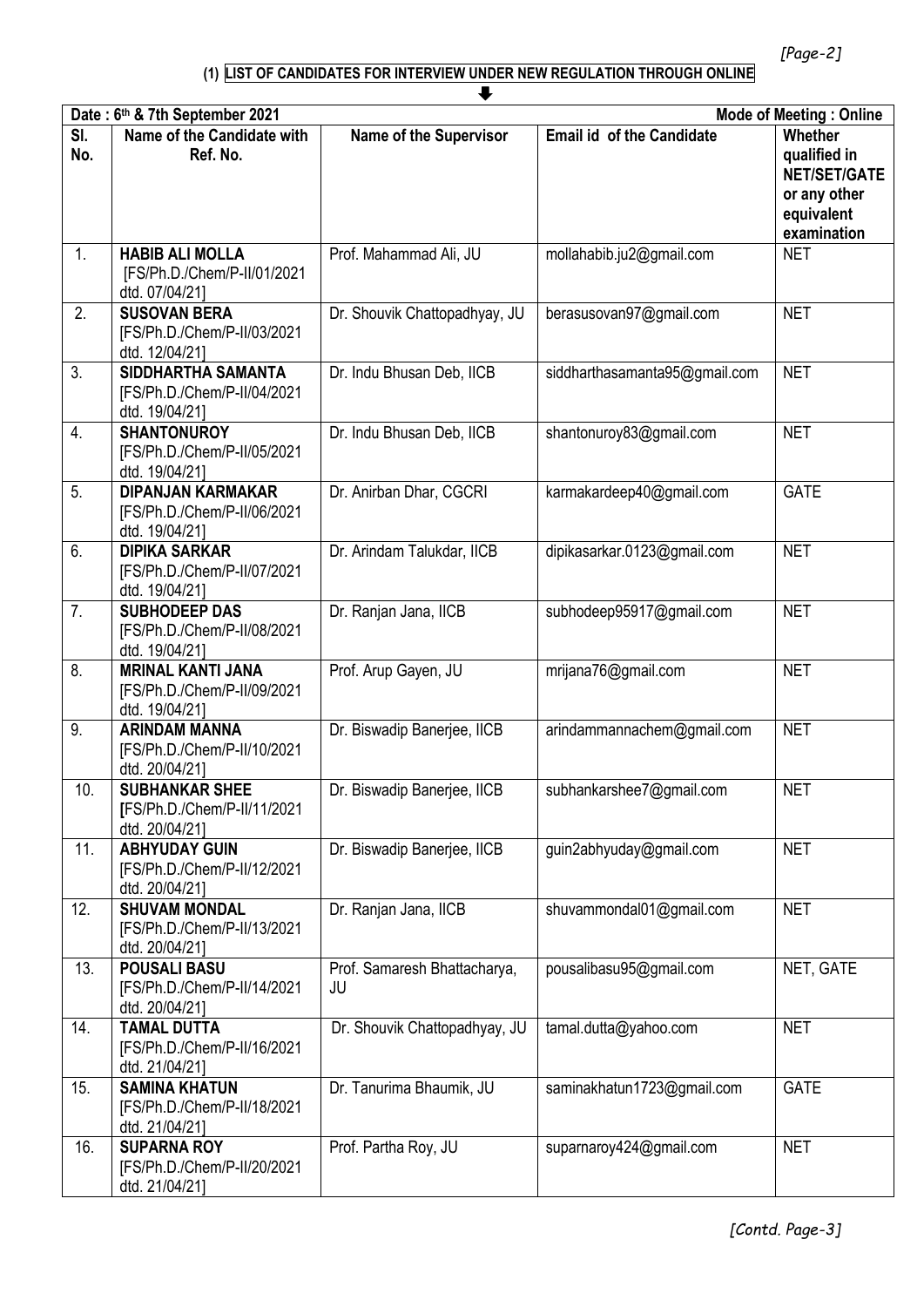## (1) LIST OF CANDIDATES FOR INTERVIEW UNDER NEW REGULATION THROUGH ONLINE

**Date : 6th & 7th September 2021** **Mode of Meeting : Online**

| Sl. No. | Name of the Candidate with Ref. No. | Name of the Supervisor | Email id of the Candidate | Whether qualified in NET/SET/GATE or any other equivalent examination |
|---|---|---|---|---|
| 1. | **HABIB ALI MOLLA** [FS/Ph.D./Chem/P-II/01/2021 dtd. 07/04/21] | Prof. Mahammad Ali, JU | mollahabib.ju2@gmail.com | NET |
| 2. | **SUSOVAN BERA** [FS/Ph.D./Chem/P-II/03/2021 dtd. 12/04/21] | Dr. Shouvik Chattopadhyay, JU | berasusovan97@gmail.com | NET |
| 3. | **SIDDHARTHA SAMANTA** [FS/Ph.D./Chem/P-II/04/2021 dtd. 19/04/21] | Dr. Indu Bhusan Deb, IICB | siddharthasamanta95@gmail.com | NET |
| 4. | **SHANTONUROY** [FS/Ph.D./Chem/P-II/05/2021 dtd. 19/04/21] | Dr. Indu Bhusan Deb, IICB | shantonuroy83@gmail.com | NET |
| 5. | **DIPANJAN KARMAKAR** [FS/Ph.D./Chem/P-II/06/2021 dtd. 19/04/21] | Dr. Anirban Dhar, CGCRI | karmakardeep40@gmail.com | GATE |
| 6. | **DIPIKA SARKAR** [FS/Ph.D./Chem/P-II/07/2021 dtd. 19/04/21] | Dr. Arindam Talukdar, IICB | dipikasarkar.0123@gmail.com | NET |
| 7. | **SUBHODEEP DAS** [FS/Ph.D./Chem/P-II/08/2021 dtd. 19/04/21] | Dr. Ranjan Jana, IICB | subhodeep95917@gmail.com | NET |
| 8. | **MRINAL KANTI JANA** [FS/Ph.D./Chem/P-II/09/2021 dtd. 19/04/21] | Prof. Arup Gayen, JU | mrijana76@gmail.com | NET |
| 9. | **ARINDAM MANNA** [FS/Ph.D./Chem/P-II/10/2021 dtd. 20/04/21] | Dr. Biswadip Banerjee, IICB | arindammannachem@gmail.com | NET |
| 10. | **SUBHANKAR SHEE** [FS/Ph.D./Chem/P-II/11/2021 dtd. 20/04/21] | Dr. Biswadip Banerjee, IICB | subhankarshee7@gmail.com | NET |
| 11. | **ABHYUDAY GUIN** [FS/Ph.D./Chem/P-II/12/2021 dtd. 20/04/21] | Dr. Biswadip Banerjee, IICB | guin2abhyuday@gmail.com | NET |
| 12. | **SHUVAM MONDAL** [FS/Ph.D./Chem/P-II/13/2021 dtd. 20/04/21] | Dr. Ranjan Jana, IICB | shuvammondal01@gmail.com | NET |
| 13. | **POUSALI BASU** [FS/Ph.D./Chem/P-II/14/2021 dtd. 20/04/21] | Prof. Samaresh Bhattacharya, JU | pousalibasu95@gmail.com | NET, GATE |
| 14. | **TAMAL DUTTA** [FS/Ph.D./Chem/P-II/16/2021 dtd. 21/04/21] | Dr. Shouvik Chattopadhyay, JU | tamal.dutta@yahoo.com | NET |
| 15. | **SAMINA KHATUN** [FS/Ph.D./Chem/P-II/18/2021 dtd. 21/04/21] | Dr. Tanurima Bhaumik, JU | saminakhatun1723@gmail.com | GATE |
| 16. | **SUPARNA ROY** [FS/Ph.D./Chem/P-II/20/2021 dtd. 21/04/21] | Prof. Partha Roy, JU | suparnaroy424@gmail.com | NET |

*[Contd. Page-3]*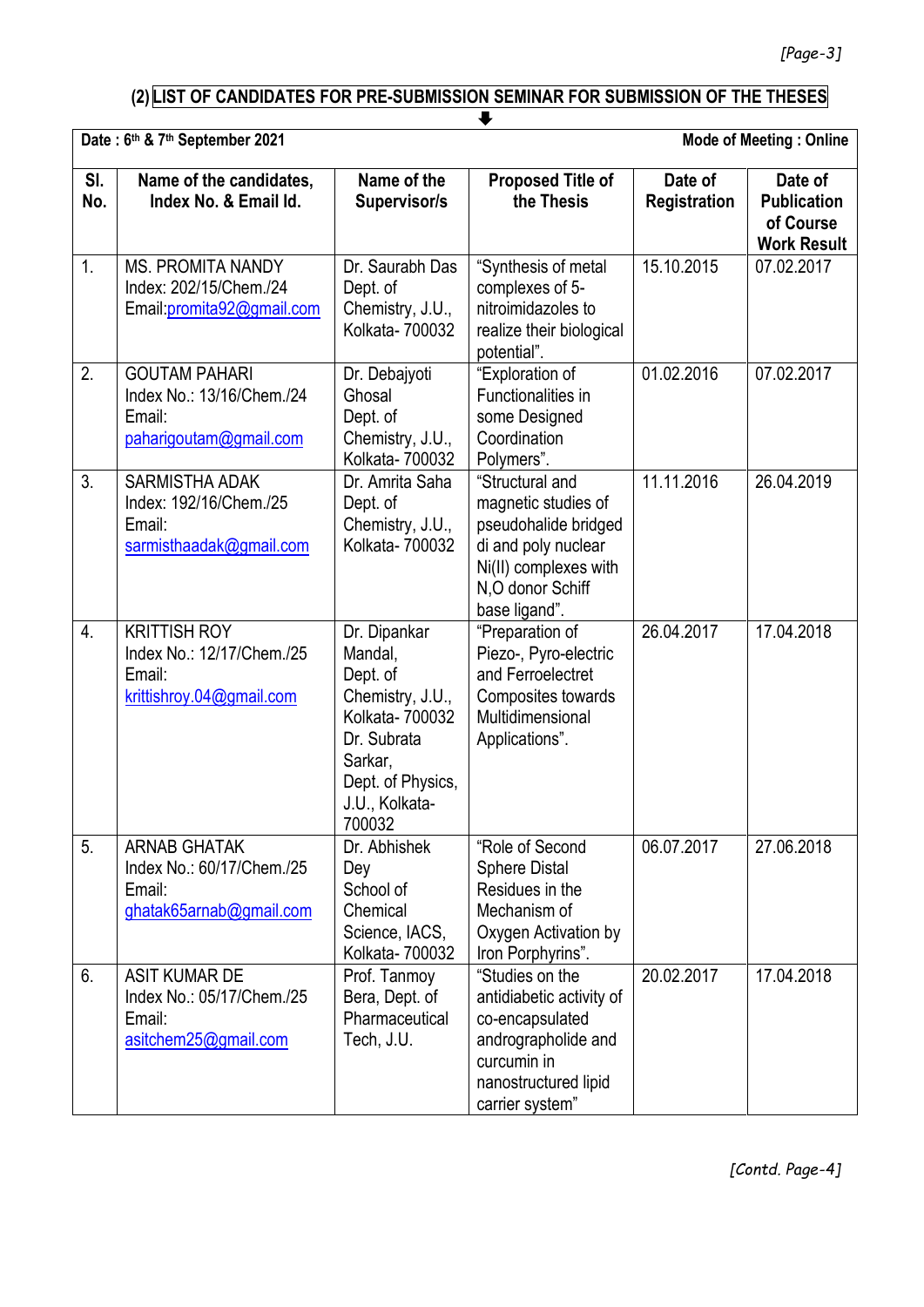## (2) LIST OF CANDIDATES FOR PRE-SUBMISSION SEMINAR FOR SUBMISSION OF THE THESES

⬇

**Date : 6th & 7th September 2021** **Mode of Meeting : Online**

| Sl. No. | Name of the candidates, Index No. & Email Id. | Name of the Supervisor/s | Proposed Title of the Thesis | Date of Registration | Date of Publication of Course Work Result |
|---|---|---|---|---|---|
| 1. | MS. PROMITA NANDY Index: 202/15/Chem./24 Email:promita92@gmail.com | Dr. Saurabh Das Dept. of Chemistry, J.U., Kolkata- 700032 | "Synthesis of metal complexes of 5-nitroimidazoles to realize their biological potential". | 15.10.2015 | 07.02.2017 |
| 2. | GOUTAM PAHARI Index No.: 13/16/Chem./24 Email: paharigoutam@gmail.com | Dr. Debajyoti Ghosal Dept. of Chemistry, J.U., Kolkata- 700032 | "Exploration of Functionalities in some Designed Coordination Polymers". | 01.02.2016 | 07.02.2017 |
| 3. | SARMISTHA ADAK Index: 192/16/Chem./25 Email: sarmisthaadak@gmail.com | Dr. Amrita Saha Dept. of Chemistry, J.U., Kolkata- 700032 | "Structural and magnetic studies of pseudohalide bridged di and poly nuclear Ni(II) complexes with N,O donor Schiff base ligand". | 11.11.2016 | 26.04.2019 |
| 4. | KRITTISH ROY Index No.: 12/17/Chem./25 Email: krittishroy.04@gmail.com | Dr. Dipankar Mandal, Dept. of Chemistry, J.U., Kolkata- 700032 Dr. Subrata Sarkar, Dept. of Physics, J.U., Kolkata- 700032 | "Preparation of Piezo-, Pyro-electric and Ferroelectret Composites towards Multidimensional Applications". | 26.04.2017 | 17.04.2018 |
| 5. | ARNAB GHATAK Index No.: 60/17/Chem./25 Email: ghatak65arnab@gmail.com | Dr. Abhishek Dey School of Chemical Science, IACS, Kolkata- 700032 | "Role of Second Sphere Distal Residues in the Mechanism of Oxygen Activation by Iron Porphyrins". | 06.07.2017 | 27.06.2018 |
| 6. | ASIT KUMAR DE Index No.: 05/17/Chem./25 Email: asitchem25@gmail.com | Prof. Tanmoy Bera, Dept. of Pharmaceutical Tech, J.U. | "Studies on the antidiabetic activity of co-encapsulated andrographolide and curcumin in nanostructured lipid carrier system" | 20.02.2017 | 17.04.2018 |

*[Contd. Page-4]*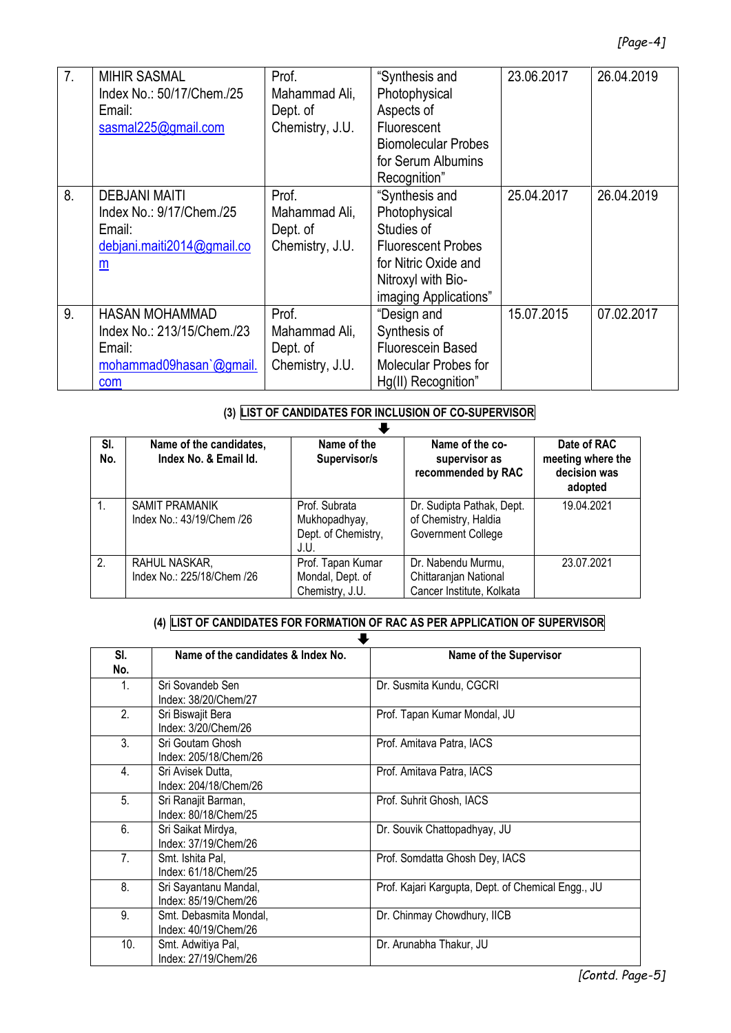| 7. | MIHIR SASMAL<br>Index No.: 50/17/Chem./25<br>Email: sasmal225@gmail.com | Prof. Mahammad Ali, Dept. of Chemistry, J.U. | "Synthesis and Photophysical Aspects of Fluorescent Biomolecular Probes for Serum Albumins Recognition" | 23.06.2017 | 26.04.2019 |
|---|---|---|---|---|---|
| 8. | DEBJANI MAITI<br>Index No.: 9/17/Chem./25<br>Email: debjani.maiti2014@gmail.com | Prof. Mahammad Ali, Dept. of Chemistry, J.U. | "Synthesis and Photophysical Studies of Fluorescent Probes for Nitric Oxide and Nitroxyl with Bio-imaging Applications" | 25.04.2017 | 26.04.2019 |
| 9. | HASAN MOHAMMAD<br>Index No.: 213/15/Chem./23<br>Email: mohammad09hasan`@gmail.com | Prof. Mahammad Ali, Dept. of Chemistry, J.U. | "Design and Synthesis of Fluorescein Based Molecular Probes for Hg(II) Recognition" | 15.07.2015 | 07.02.2017 |

**(3) LIST OF CANDIDATES FOR INCLUSION OF CO-SUPERVISOR**

| Sl. No. | Name of the candidates, Index No. & Email Id. | Name of the Supervisor/s | Name of the co-supervisor as recommended by RAC | Date of RAC meeting where the decision was adopted |
|---|---|---|---|---|
| 1. | SAMIT PRAMANIK<br>Index No.: 43/19/Chem /26 | Prof. Subrata Mukhopadhyay, Dept. of Chemistry, J.U. | Dr. Sudipta Pathak, Dept. of Chemistry, Haldia Government College | 19.04.2021 |
| 2. | RAHUL NASKAR,<br>Index No.: 225/18/Chem /26 | Prof. Tapan Kumar Mondal, Dept. of Chemistry, J.U. | Dr. Nabendu Murmu, Chittaranjan National Cancer Institute, Kolkata | 23.07.2021 |

**(4) LIST OF CANDIDATES FOR FORMATION OF RAC AS PER APPLICATION OF SUPERVISOR**

| Sl. No. | Name of the candidates & Index No. | Name of the Supervisor |
|---|---|---|
| 1. | Sri Sovandeb Sen<br>Index: 38/20/Chem/27 | Dr. Susmita Kundu, CGCRI |
| 2. | Sri Biswajit Bera<br>Index: 3/20/Chem/26 | Prof. Tapan Kumar Mondal, JU |
| 3. | Sri Goutam Ghosh<br>Index: 205/18/Chem/26 | Prof. Amitava Patra, IACS |
| 4. | Sri Avisek Dutta,<br>Index: 204/18/Chem/26 | Prof. Amitava Patra, IACS |
| 5. | Sri Ranajit Barman,<br>Index: 80/18/Chem/25 | Prof. Suhrit Ghosh, IACS |
| 6. | Sri Saikat Mirdya,<br>Index: 37/19/Chem/26 | Dr. Souvik Chattopadhyay, JU |
| 7. | Smt. Ishita Pal,<br>Index: 61/18/Chem/25 | Prof. Somdatta Ghosh Dey, IACS |
| 8. | Sri Sayantanu Mandal,<br>Index: 85/19/Chem/26 | Prof. Kajari Kargupta, Dept. of Chemical Engg., JU |
| 9. | Smt. Debasmita Mondal,<br>Index: 40/19/Chem/26 | Dr. Chinmay Chowdhury, IICB |
| 10. | Smt. Adwitiya Pal,<br>Index: 27/19/Chem/26 | Dr. Arunabha Thakur, JU |

[Contd. Page-5]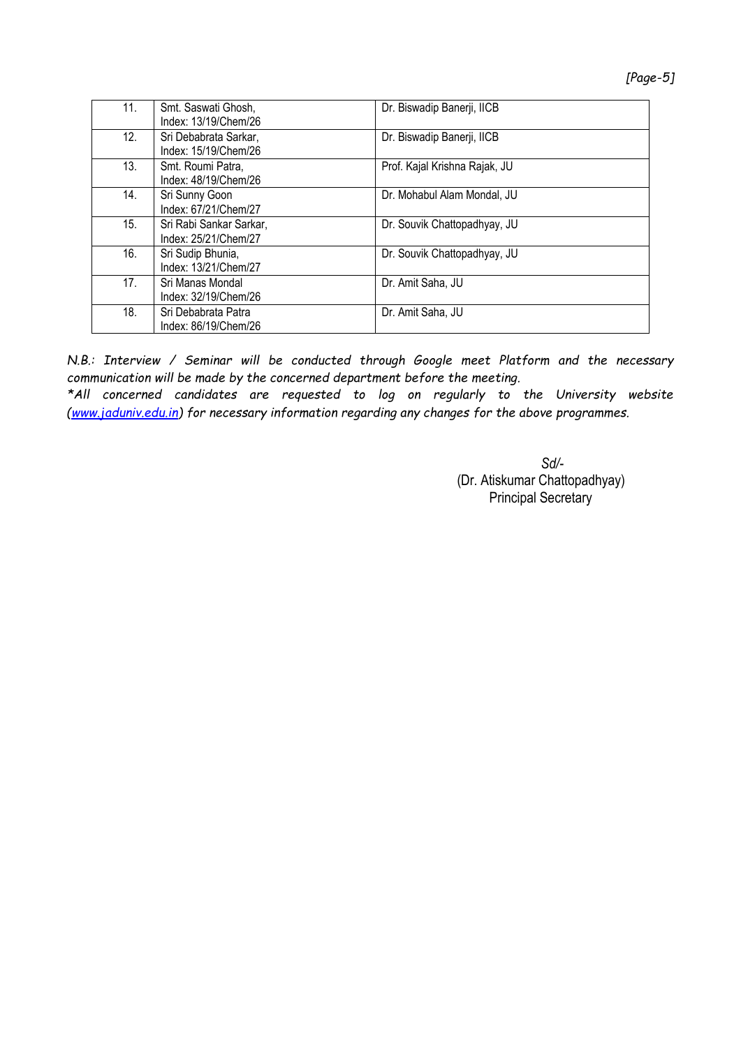| | | |
|---|---|---|
| 11. | Smt. Saswati Ghosh, Index: 13/19/Chem/26 | Dr. Biswadip Banerji, IICB |
| 12. | Sri Debabrata Sarkar, Index: 15/19/Chem/26 | Dr. Biswadip Banerji, IICB |
| 13. | Smt. Roumi Patra, Index: 48/19/Chem/26 | Prof. Kajal Krishna Rajak, JU |
| 14. | Sri Sunny Goon Index: 67/21/Chem/27 | Dr. Mohabul Alam Mondal, JU |
| 15. | Sri Rabi Sankar Sarkar, Index: 25/21/Chem/27 | Dr. Souvik Chattopadhyay, JU |
| 16. | Sri Sudip Bhunia, Index: 13/21/Chem/27 | Dr. Souvik Chattopadhyay, JU |
| 17. | Sri Manas Mondal Index: 32/19/Chem/26 | Dr. Amit Saha, JU |
| 18. | Sri Debabrata Patra Index: 86/19/Chem/26 | Dr. Amit Saha, JU |

*N.B.: Interview / Seminar will be conducted through Google meet Platform and the necessary communication will be made by the concerned department before the meeting.*

*\*All concerned candidates are requested to log on regularly to the University website ([www.jaduniv.edu.in](http://www.jaduniv.edu.in)) for necessary information regarding any changes for the above programmes.*

Sd/-
(Dr. Atiskumar Chattopadhyay)
Principal Secretary